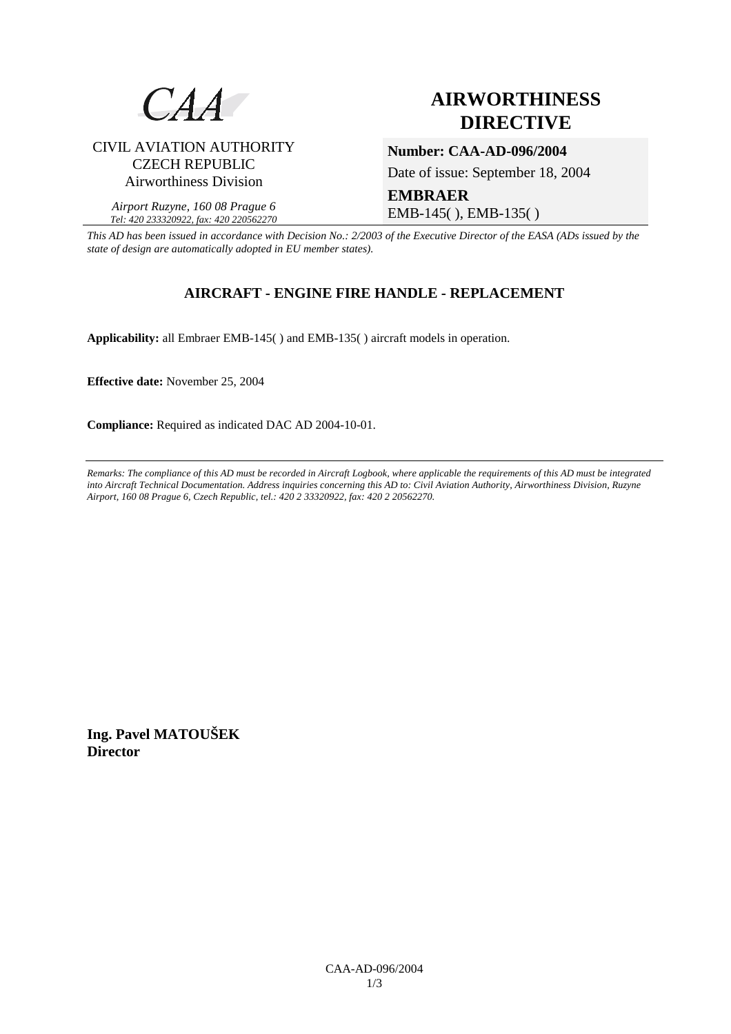CAA

CIVIL AVIATION AUTHORITY
CZECH REPUBLIC
Airworthiness Division

*Airport Ruzyne, 160 08 Prague 6*
*Tel: 420 233320922, fax: 420 220562270*

# AIRWORTHINESS DIRECTIVE

**Number: CAA-AD-096/2004**

Date of issue: September 18, 2004

**EMBRAER**
EMB-145( ), EMB-135( )

*This AD has been issued in accordance with Decision No.: 2/2003 of the Executive Director of the EASA (ADs issued by the state of design are automatically adopted in EU member states).*

## AIRCRAFT - ENGINE FIRE HANDLE - REPLACEMENT

**Applicability:** all Embraer EMB-145( ) and EMB-135( ) aircraft models in operation.

**Effective date:** November 25, 2004

**Compliance:** Required as indicated DAC AD 2004-10-01.

---

*Remarks: The compliance of this AD must be recorded in Aircraft Logbook, where applicable the requirements of this AD must be integrated into Aircraft Technical Documentation. Address inquiries concerning this AD to: Civil Aviation Authority, Airworthiness Division, Ruzyne Airport, 160 08 Prague 6, Czech Republic, tel.: 420 2 33320922, fax: 420 2 20562270.*

**Ing. Pavel MATOUŠEK**
**Director**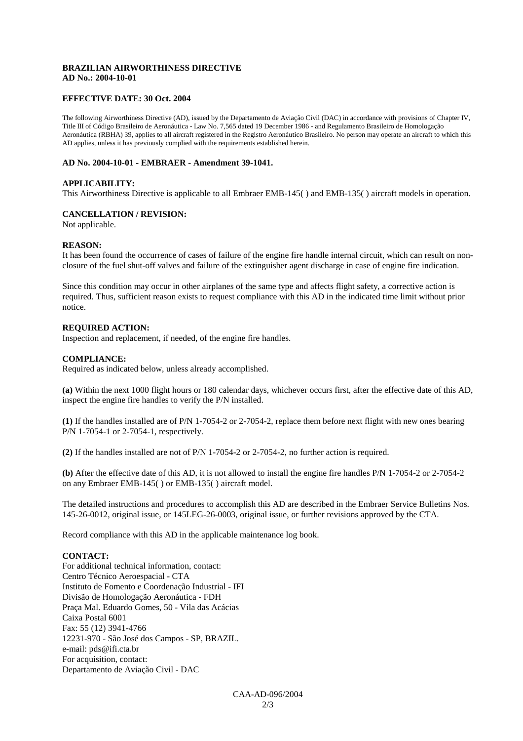**BRAZILIAN AIRWORTHINESS DIRECTIVE**
**AD No.: 2004-10-01**

**EFFECTIVE DATE: 30 Oct. 2004**

The following Airworthiness Directive (AD), issued by the Departamento de Aviação Civil (DAC) in accordance with provisions of Chapter IV, Title III of Código Brasileiro de Aeronáutica - Law No. 7,565 dated 19 December 1986 - and Regulamento Brasileiro de Homologação Aeronáutica (RBHA) 39, applies to all aircraft registered in the Registro Aeronáutico Brasileiro. No person may operate an aircraft to which this AD applies, unless it has previously complied with the requirements established herein.

**AD No. 2004-10-01 - EMBRAER - Amendment 39-1041.**

**APPLICABILITY:**
This Airworthiness Directive is applicable to all Embraer EMB-145( ) and EMB-135( ) aircraft models in operation.

**CANCELLATION / REVISION:**
Not applicable.

**REASON:**
It has been found the occurrence of cases of failure of the engine fire handle internal circuit, which can result on non-closure of the fuel shut-off valves and failure of the extinguisher agent discharge in case of engine fire indication.

Since this condition may occur in other airplanes of the same type and affects flight safety, a corrective action is required. Thus, sufficient reason exists to request compliance with this AD in the indicated time limit without prior notice.

**REQUIRED ACTION:**
Inspection and replacement, if needed, of the engine fire handles.

**COMPLIANCE:**
Required as indicated below, unless already accomplished.

**(a)** Within the next 1000 flight hours or 180 calendar days, whichever occurs first, after the effective date of this AD, inspect the engine fire handles to verify the P/N installed.

**(1)** If the handles installed are of P/N 1-7054-2 or 2-7054-2, replace them before next flight with new ones bearing P/N 1-7054-1 or 2-7054-1, respectively.

**(2)** If the handles installed are not of P/N 1-7054-2 or 2-7054-2, no further action is required.

**(b)** After the effective date of this AD, it is not allowed to install the engine fire handles P/N 1-7054-2 or 2-7054-2 on any Embraer EMB-145( ) or EMB-135( ) aircraft model.

The detailed instructions and procedures to accomplish this AD are described in the Embraer Service Bulletins Nos. 145-26-0012, original issue, or 145LEG-26-0003, original issue, or further revisions approved by the CTA.

Record compliance with this AD in the applicable maintenance log book.

**CONTACT:**
For additional technical information, contact:
Centro Técnico Aeroespacial - CTA
Instituto de Fomento e Coordenação Industrial - IFI
Divisão de Homologação Aeronáutica - FDH
Praça Mal. Eduardo Gomes, 50 - Vila das Acácias
Caixa Postal 6001
Fax: 55 (12) 3941-4766
12231-970 - São José dos Campos - SP, BRAZIL.
e-mail: pds@ifi.cta.br
For acquisition, contact:
Departamento de Aviação Civil - DAC

CAA-AD-096/2004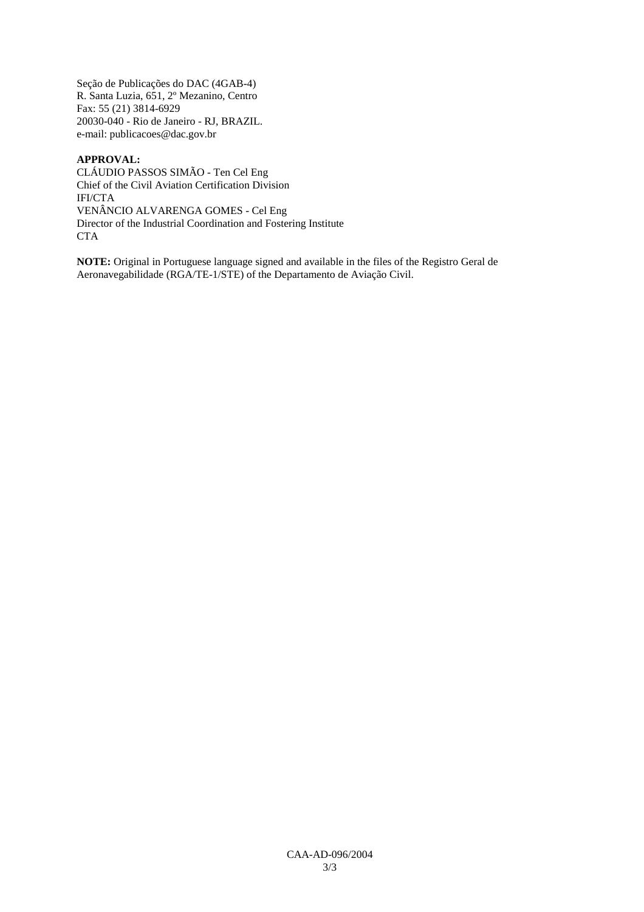Seção de Publicações do DAC (4GAB-4)
R. Santa Luzia, 651, 2º Mezanino, Centro
Fax: 55 (21) 3814-6929
20030-040 - Rio de Janeiro - RJ, BRAZIL.
e-mail: publicacoes@dac.gov.br

**APPROVAL:**
CLÁUDIO PASSOS SIMÃO - Ten Cel Eng
Chief of the Civil Aviation Certification Division
IFI/CTA
VENÂNCIO ALVARENGA GOMES - Cel Eng
Director of the Industrial Coordination and Fostering Institute
CTA

**NOTE:** Original in Portuguese language signed and available in the files of the Registro Geral de Aeronavegabilidade (RGA/TE-1/STE) of the Departamento de Aviação Civil.